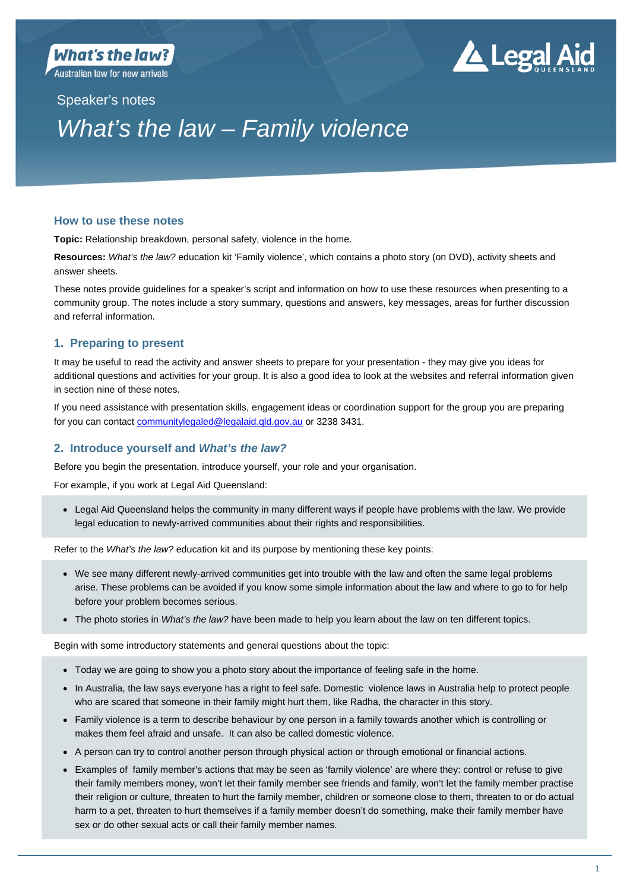What's the law?
Australian law for new arrivals

Legal Aid QUEENSLAND

Speaker's notes

# *What's the law – Family violence*

## How to use these notes

**Topic:** Relationship breakdown, personal safety, violence in the home.

**Resources:** *What's the law?* education kit 'Family violence', which contains a photo story (on DVD), activity sheets and answer sheets.

These notes provide guidelines for a speaker's script and information on how to use these resources when presenting to a community group. The notes include a story summary, questions and answers, key messages, areas for further discussion and referral information.

## 1. Preparing to present

It may be useful to read the activity and answer sheets to prepare for your presentation - they may give you ideas for additional questions and activities for your group. It is also a good idea to look at the websites and referral information given in section nine of these notes.

If you need assistance with presentation skills, engagement ideas or coordination support for the group you are preparing for you can contact communitylegaled@legalaid.qld.gov.au or 3238 3431.

## 2. Introduce yourself and *What's the law?*

Before you begin the presentation, introduce yourself, your role and your organisation.

For example, if you work at Legal Aid Queensland:

- Legal Aid Queensland helps the community in many different ways if people have problems with the law. We provide legal education to newly-arrived communities about their rights and responsibilities.

Refer to the *What's the law?* education kit and its purpose by mentioning these key points:

- We see many different newly-arrived communities get into trouble with the law and often the same legal problems arise. These problems can be avoided if you know some simple information about the law and where to go to for help before your problem becomes serious.
- The photo stories in *What's the law?* have been made to help you learn about the law on ten different topics.

Begin with some introductory statements and general questions about the topic:

- Today we are going to show you a photo story about the importance of feeling safe in the home.
- In Australia, the law says everyone has a right to feel safe. Domestic violence laws in Australia help to protect people who are scared that someone in their family might hurt them, like Radha, the character in this story.
- Family violence is a term to describe behaviour by one person in a family towards another which is controlling or makes them feel afraid and unsafe. It can also be called domestic violence.
- A person can try to control another person through physical action or through emotional or financial actions.
- Examples of family member's actions that may be seen as 'family violence' are where they: control or refuse to give their family members money, won't let their family member see friends and family, won't let the family member practise their religion or culture, threaten to hurt the family member, children or someone close to them, threaten to or do actual harm to a pet, threaten to hurt themselves if a family member doesn't do something, make their family member have sex or do other sexual acts or call their family member names.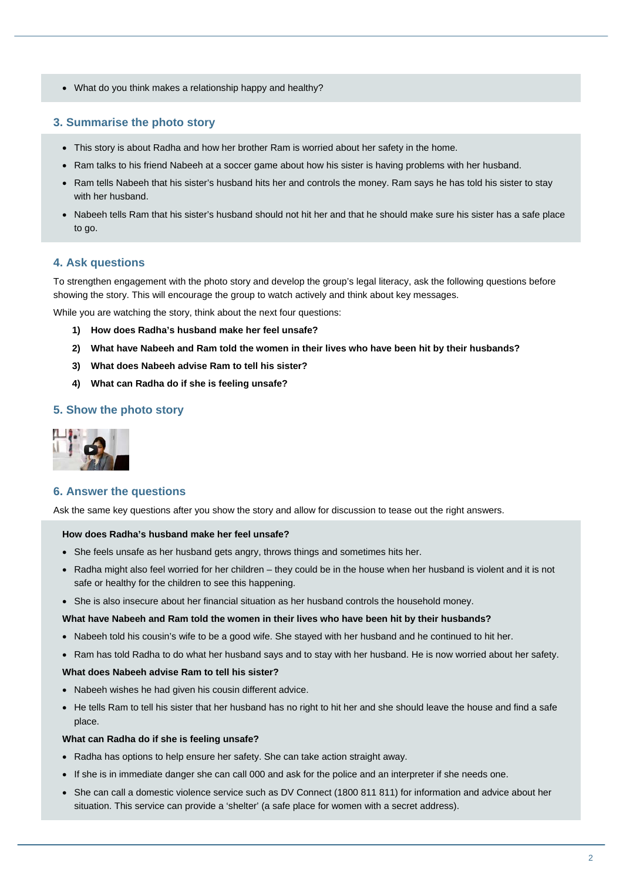- What do you think makes a relationship happy and healthy?

## 3. Summarise the photo story

- This story is about Radha and how her brother Ram is worried about her safety in the home.
- Ram talks to his friend Nabeeh at a soccer game about how his sister is having problems with her husband.
- Ram tells Nabeeh that his sister's husband hits her and controls the money. Ram says he has told his sister to stay with her husband.
- Nabeeh tells Ram that his sister's husband should not hit her and that he should make sure his sister has a safe place to go.

## 4. Ask questions

To strengthen engagement with the photo story and develop the group's legal literacy, ask the following questions before showing the story. This will encourage the group to watch actively and think about key messages.

While you are watching the story, think about the next four questions:

1) **How does Radha's husband make her feel unsafe?**
2) **What have Nabeeh and Ram told the women in their lives who have been hit by their husbands?**
3) **What does Nabeeh advise Ram to tell his sister?**
4) **What can Radha do if she is feeling unsafe?**

## 5. Show the photo story

## 6. Answer the questions

Ask the same key questions after you show the story and allow for discussion to tease out the right answers.

**How does Radha's husband make her feel unsafe?**

- She feels unsafe as her husband gets angry, throws things and sometimes hits her.
- Radha might also feel worried for her children – they could be in the house when her husband is violent and it is not safe or healthy for the children to see this happening.
- She is also insecure about her financial situation as her husband controls the household money.

**What have Nabeeh and Ram told the women in their lives who have been hit by their husbands?**

- Nabeeh told his cousin's wife to be a good wife. She stayed with her husband and he continued to hit her.
- Ram has told Radha to do what her husband says and to stay with her husband. He is now worried about her safety.

**What does Nabeeh advise Ram to tell his sister?**

- Nabeeh wishes he had given his cousin different advice.
- He tells Ram to tell his sister that her husband has no right to hit her and she should leave the house and find a safe place.

**What can Radha do if she is feeling unsafe?**

- Radha has options to help ensure her safety. She can take action straight away.
- If she is in immediate danger she can call 000 and ask for the police and an interpreter if she needs one.
- She can call a domestic violence service such as DV Connect (1800 811 811) for information and advice about her situation. This service can provide a 'shelter' (a safe place for women with a secret address).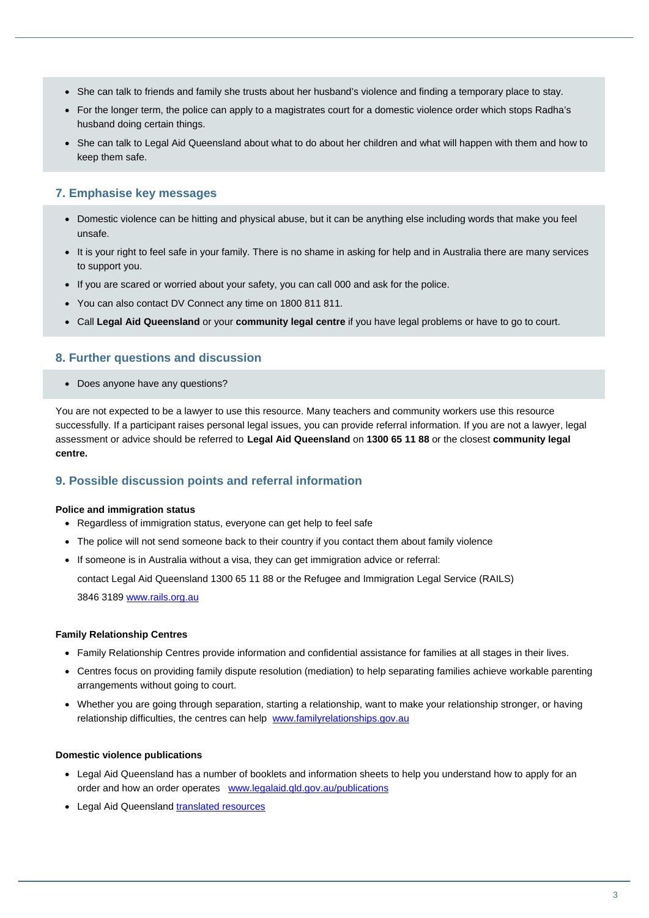- She can talk to friends and family she trusts about her husband's violence and finding a temporary place to stay.
- For the longer term, the police can apply to a magistrates court for a domestic violence order which stops Radha's husband doing certain things.
- She can talk to Legal Aid Queensland about what to do about her children and what will happen with them and how to keep them safe.

## 7. Emphasise key messages

- Domestic violence can be hitting and physical abuse, but it can be anything else including words that make you feel unsafe.
- It is your right to feel safe in your family. There is no shame in asking for help and in Australia there are many services to support you.
- If you are scared or worried about your safety, you can call 000 and ask for the police.
- You can also contact DV Connect any time on 1800 811 811.
- Call **Legal Aid Queensland** or your **community legal centre** if you have legal problems or have to go to court.

## 8. Further questions and discussion

- Does anyone have any questions?

You are not expected to be a lawyer to use this resource. Many teachers and community workers use this resource successfully. If a participant raises personal legal issues, you can provide referral information. If you are not a lawyer, legal assessment or advice should be referred to **Legal Aid Queensland** on **1300 65 11 88** or the closest **community legal centre.**

## 9. Possible discussion points and referral information

**Police and immigration status**

- Regardless of immigration status, everyone can get help to feel safe
- The police will not send someone back to their country if you contact them about family violence
- If someone is in Australia without a visa, they can get immigration advice or referral:

  contact Legal Aid Queensland 1300 65 11 88 or the Refugee and Immigration Legal Service (RAILS) 3846 3189 www.rails.org.au

**Family Relationship Centres**

- Family Relationship Centres provide information and confidential assistance for families at all stages in their lives.
- Centres focus on providing family dispute resolution (mediation) to help separating families achieve workable parenting arrangements without going to court.
- Whether you are going through separation, starting a relationship, want to make your relationship stronger, or having relationship difficulties, the centres can help www.familyrelationships.gov.au

**Domestic violence publications**

- Legal Aid Queensland has a number of booklets and information sheets to help you understand how to apply for an order and how an order operates www.legalaid.qld.gov.au/publications
- Legal Aid Queensland translated resources